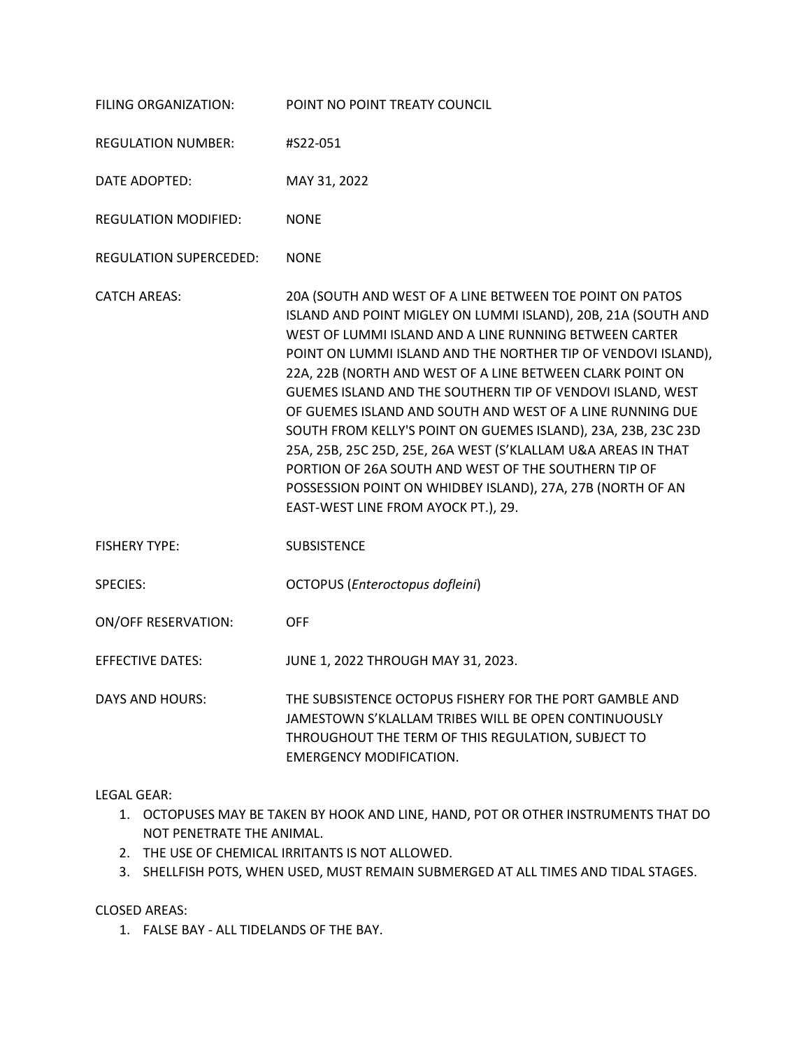FILING ORGANIZATION: POINT NO POINT TREATY COUNCIL

REGULATION NUMBER: #S22-051

DATE ADOPTED: MAY 31, 2022

REGULATION MODIFIED: NONE

REGULATION SUPERCEDED: NONE

CATCH AREAS: 20A (SOUTH AND WEST OF A LINE BETWEEN TOE POINT ON PATOS ISLAND AND POINT MIGLEY ON LUMMI ISLAND), 20B, 21A (SOUTH AND WEST OF LUMMI ISLAND AND A LINE RUNNING BETWEEN CARTER POINT ON LUMMI ISLAND AND THE NORTHER TIP OF VENDOVI ISLAND), 22A, 22B (NORTH AND WEST OF A LINE BETWEEN CLARK POINT ON GUEMES ISLAND AND THE SOUTHERN TIP OF VENDOVI ISLAND, WEST OF GUEMES ISLAND AND SOUTH AND WEST OF A LINE RUNNING DUE SOUTH FROM KELLY'S POINT ON GUEMES ISLAND), 23A, 23B, 23C 23D 25A, 25B, 25C 25D, 25E, 26A WEST (S'KLALLAM U&A AREAS IN THAT PORTION OF 26A SOUTH AND WEST OF THE SOUTHERN TIP OF POSSESSION POINT ON WHIDBEY ISLAND), 27A, 27B (NORTH OF AN EAST-WEST LINE FROM AYOCK PT.), 29.

FISHERY TYPE: SUBSISTENCE

SPECIES: OCTOPUS (*Enteroctopus dofleini*)

ON/OFF RESERVATION: OFF

EFFECTIVE DATES: JUNE 1, 2022 THROUGH MAY 31, 2023.

DAYS AND HOURS: THE SUBSISTENCE OCTOPUS FISHERY FOR THE PORT GAMBLE AND JAMESTOWN S'KLALLAM TRIBES WILL BE OPEN CONTINUOUSLY THROUGHOUT THE TERM OF THIS REGULATION, SUBJECT TO EMERGENCY MODIFICATION.

LEGAL GEAR:

1. OCTOPUSES MAY BE TAKEN BY HOOK AND LINE, HAND, POT OR OTHER INSTRUMENTS THAT DO NOT PENETRATE THE ANIMAL.
2. THE USE OF CHEMICAL IRRITANTS IS NOT ALLOWED.
3. SHELLFISH POTS, WHEN USED, MUST REMAIN SUBMERGED AT ALL TIMES AND TIDAL STAGES.

CLOSED AREAS:

1. FALSE BAY - ALL TIDELANDS OF THE BAY.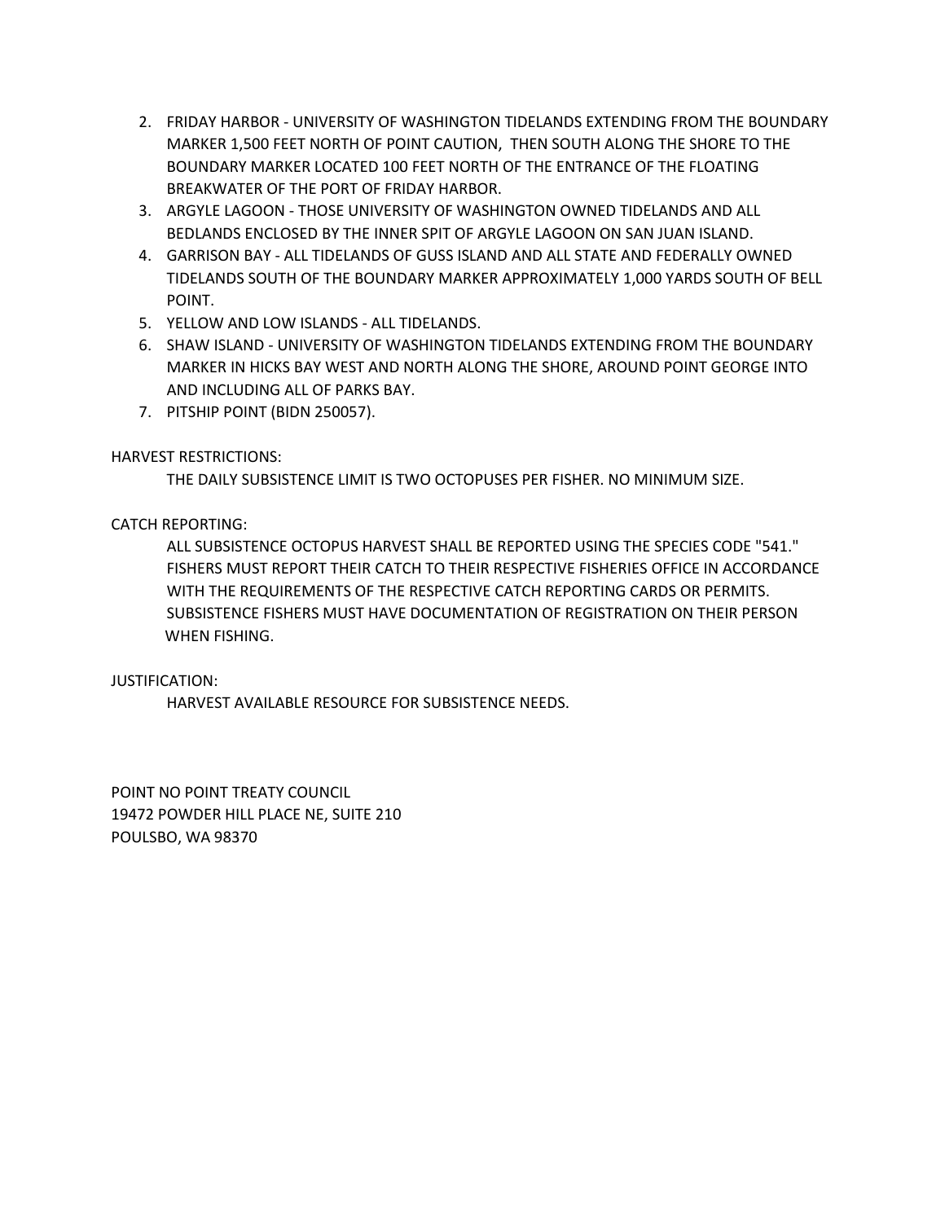2. FRIDAY HARBOR - UNIVERSITY OF WASHINGTON TIDELANDS EXTENDING FROM THE BOUNDARY MARKER 1,500 FEET NORTH OF POINT CAUTION, THEN SOUTH ALONG THE SHORE TO THE BOUNDARY MARKER LOCATED 100 FEET NORTH OF THE ENTRANCE OF THE FLOATING BREAKWATER OF THE PORT OF FRIDAY HARBOR.
3. ARGYLE LAGOON - THOSE UNIVERSITY OF WASHINGTON OWNED TIDELANDS AND ALL BEDLANDS ENCLOSED BY THE INNER SPIT OF ARGYLE LAGOON ON SAN JUAN ISLAND.
4. GARRISON BAY - ALL TIDELANDS OF GUSS ISLAND AND ALL STATE AND FEDERALLY OWNED TIDELANDS SOUTH OF THE BOUNDARY MARKER APPROXIMATELY 1,000 YARDS SOUTH OF BELL POINT.
5. YELLOW AND LOW ISLANDS - ALL TIDELANDS.
6. SHAW ISLAND - UNIVERSITY OF WASHINGTON TIDELANDS EXTENDING FROM THE BOUNDARY MARKER IN HICKS BAY WEST AND NORTH ALONG THE SHORE, AROUND POINT GEORGE INTO AND INCLUDING ALL OF PARKS BAY.
7. PITSHIP POINT (BIDN 250057).

HARVEST RESTRICTIONS:

THE DAILY SUBSISTENCE LIMIT IS TWO OCTOPUSES PER FISHER. NO MINIMUM SIZE.

CATCH REPORTING:

ALL SUBSISTENCE OCTOPUS HARVEST SHALL BE REPORTED USING THE SPECIES CODE "541." FISHERS MUST REPORT THEIR CATCH TO THEIR RESPECTIVE FISHERIES OFFICE IN ACCORDANCE WITH THE REQUIREMENTS OF THE RESPECTIVE CATCH REPORTING CARDS OR PERMITS. SUBSISTENCE FISHERS MUST HAVE DOCUMENTATION OF REGISTRATION ON THEIR PERSON WHEN FISHING.

JUSTIFICATION:

HARVEST AVAILABLE RESOURCE FOR SUBSISTENCE NEEDS.

POINT NO POINT TREATY COUNCIL
19472 POWDER HILL PLACE NE, SUITE 210
POULSBO, WA 98370